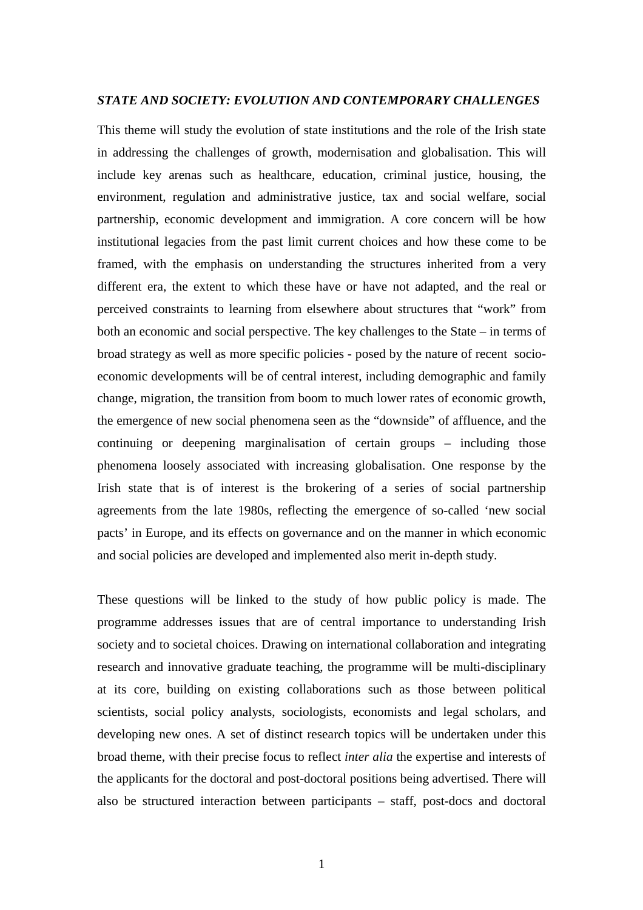***STATE AND SOCIETY: EVOLUTION AND CONTEMPORARY CHALLENGES***

This theme will study the evolution of state institutions and the role of the Irish state in addressing the challenges of growth, modernisation and globalisation. This will include key arenas such as healthcare, education, criminal justice, housing, the environment, regulation and administrative justice, tax and social welfare, social partnership, economic development and immigration. A core concern will be how institutional legacies from the past limit current choices and how these come to be framed, with the emphasis on understanding the structures inherited from a very different era, the extent to which these have or have not adapted, and the real or perceived constraints to learning from elsewhere about structures that "work" from both an economic and social perspective. The key challenges to the State – in terms of broad strategy as well as more specific policies - posed by the nature of recent socio-economic developments will be of central interest, including demographic and family change, migration, the transition from boom to much lower rates of economic growth, the emergence of new social phenomena seen as the "downside" of affluence, and the continuing or deepening marginalisation of certain groups – including those phenomena loosely associated with increasing globalisation. One response by the Irish state that is of interest is the brokering of a series of social partnership agreements from the late 1980s, reflecting the emergence of so-called 'new social pacts' in Europe, and its effects on governance and on the manner in which economic and social policies are developed and implemented also merit in-depth study.

These questions will be linked to the study of how public policy is made. The programme addresses issues that are of central importance to understanding Irish society and to societal choices. Drawing on international collaboration and integrating research and innovative graduate teaching, the programme will be multi-disciplinary at its core, building on existing collaborations such as those between political scientists, social policy analysts, sociologists, economists and legal scholars, and developing new ones. A set of distinct research topics will be undertaken under this broad theme, with their precise focus to reflect *inter alia* the expertise and interests of the applicants for the doctoral and post-doctoral positions being advertised. There will also be structured interaction between participants – staff, post-docs and doctoral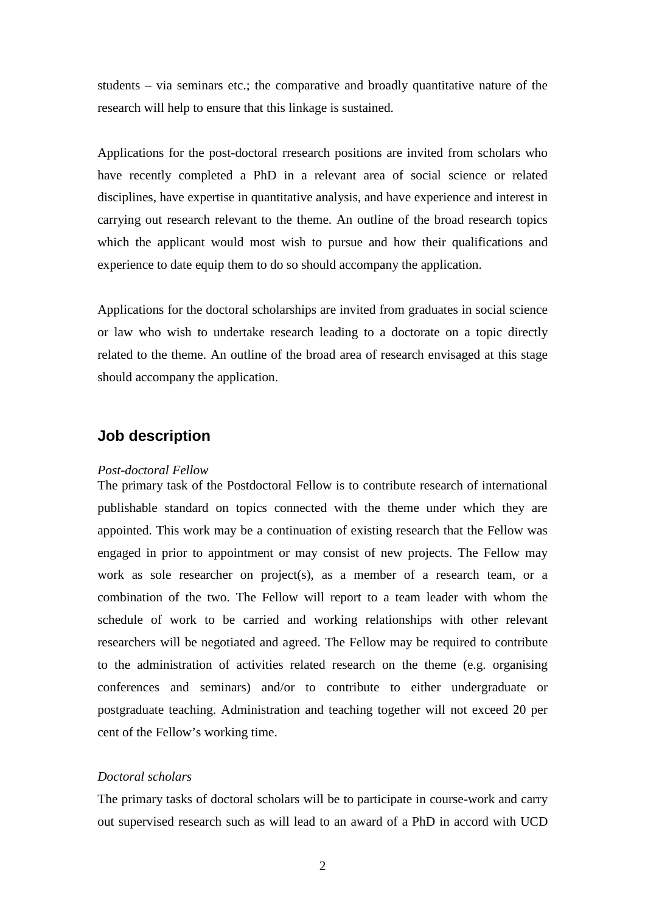students – via seminars etc.; the comparative and broadly quantitative nature of the research will help to ensure that this linkage is sustained.

Applications for the post-doctoral rresearch positions are invited from scholars who have recently completed a PhD in a relevant area of social science or related disciplines, have expertise in quantitative analysis, and have experience and interest in carrying out research relevant to the theme. An outline of the broad research topics which the applicant would most wish to pursue and how their qualifications and experience to date equip them to do so should accompany the application.

Applications for the doctoral scholarships are invited from graduates in social science or law who wish to undertake research leading to a doctorate on a topic directly related to the theme. An outline of the broad area of research envisaged at this stage should accompany the application.

## Job description

*Post-doctoral Fellow*

The primary task of the Postdoctoral Fellow is to contribute research of international publishable standard on topics connected with the theme under which they are appointed. This work may be a continuation of existing research that the Fellow was engaged in prior to appointment or may consist of new projects. The Fellow may work as sole researcher on project(s), as a member of a research team, or a combination of the two. The Fellow will report to a team leader with whom the schedule of work to be carried and working relationships with other relevant researchers will be negotiated and agreed. The Fellow may be required to contribute to the administration of activities related research on the theme (e.g. organising conferences and seminars) and/or to contribute to either undergraduate or postgraduate teaching. Administration and teaching together will not exceed 20 per cent of the Fellow's working time.

*Doctoral scholars*

The primary tasks of doctoral scholars will be to participate in course-work and carry out supervised research such as will lead to an award of a PhD in accord with UCD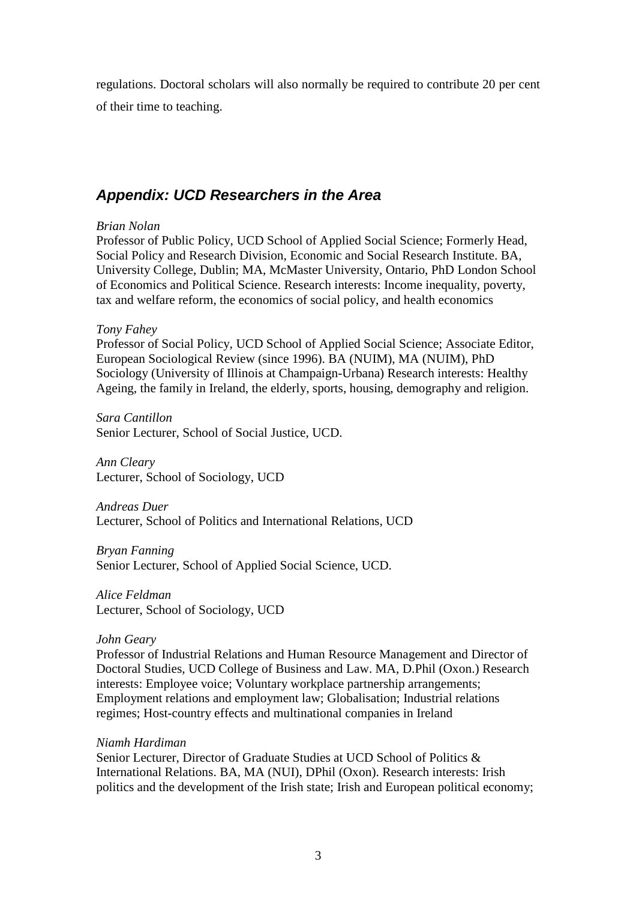regulations. Doctoral scholars will also normally be required to contribute 20 per cent of their time to teaching.

## *Appendix: UCD Researchers in the Area*

*Brian Nolan*
Professor of Public Policy, UCD School of Applied Social Science; Formerly Head, Social Policy and Research Division, Economic and Social Research Institute. BA, University College, Dublin; MA, McMaster University, Ontario, PhD London School of Economics and Political Science. Research interests: Income inequality, poverty, tax and welfare reform, the economics of social policy, and health economics

*Tony Fahey*
Professor of Social Policy, UCD School of Applied Social Science; Associate Editor, European Sociological Review (since 1996). BA (NUIM), MA (NUIM), PhD Sociology (University of Illinois at Champaign-Urbana) Research interests: Healthy Ageing, the family in Ireland, the elderly, sports, housing, demography and religion.

*Sara Cantillon*
Senior Lecturer, School of Social Justice, UCD.

*Ann Cleary*
Lecturer, School of Sociology, UCD

*Andreas Duer*
Lecturer, School of Politics and International Relations, UCD

*Bryan Fanning*
Senior Lecturer, School of Applied Social Science, UCD.

*Alice Feldman*
Lecturer, School of Sociology, UCD

*John Geary*
Professor of Industrial Relations and Human Resource Management and Director of Doctoral Studies, UCD College of Business and Law. MA, D.Phil (Oxon.) Research interests: Employee voice; Voluntary workplace partnership arrangements; Employment relations and employment law; Globalisation; Industrial relations regimes; Host-country effects and multinational companies in Ireland

*Niamh Hardiman*
Senior Lecturer, Director of Graduate Studies at UCD School of Politics & International Relations. BA, MA (NUI), DPhil (Oxon). Research interests: Irish politics and the development of the Irish state; Irish and European political economy;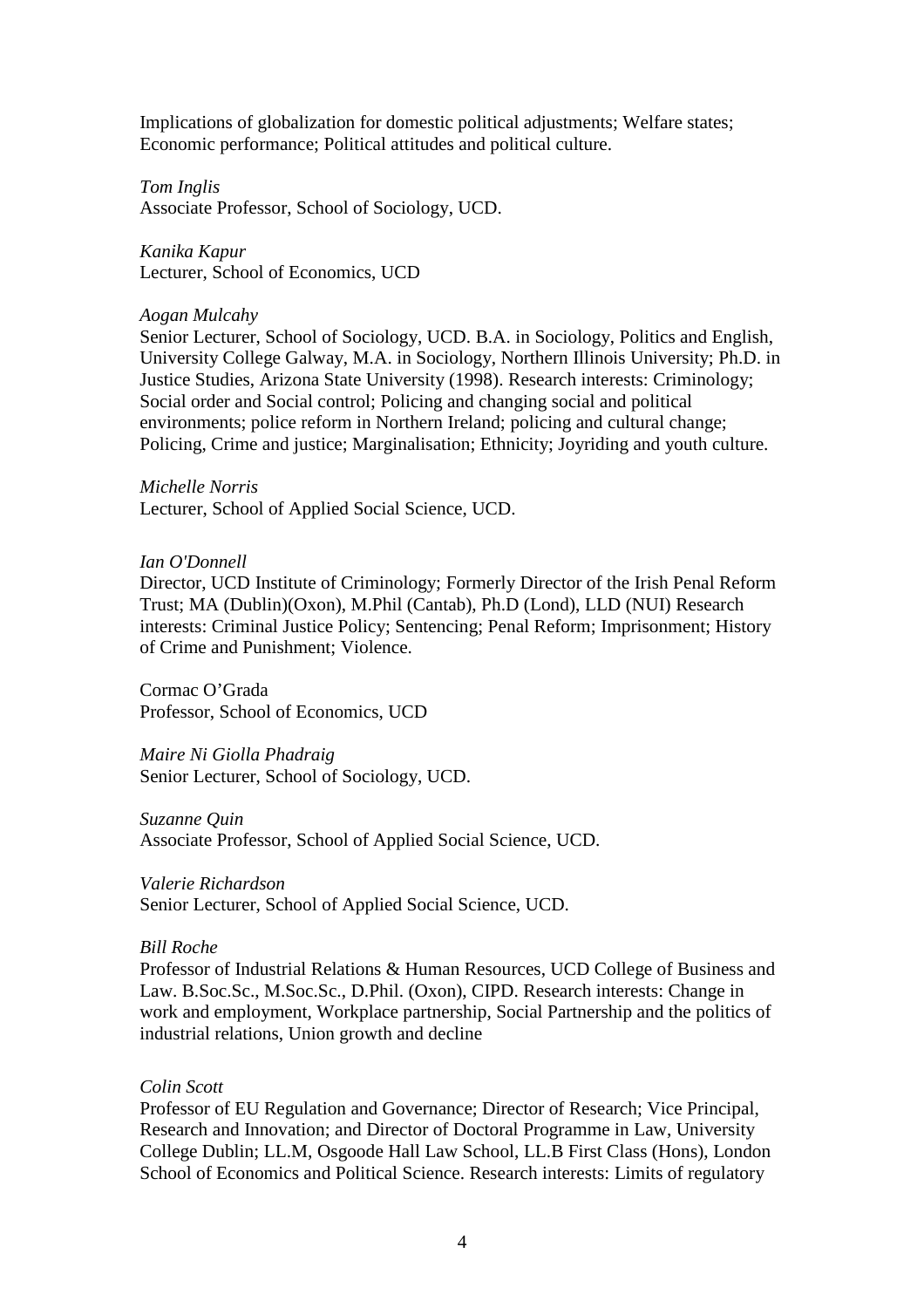Implications of globalization for domestic political adjustments; Welfare states; Economic performance; Political attitudes and political culture.

*Tom Inglis*
Associate Professor, School of Sociology, UCD.

*Kanika Kapur*
Lecturer, School of Economics, UCD

*Aogan Mulcahy*
Senior Lecturer, School of Sociology, UCD. B.A. in Sociology, Politics and English, University College Galway, M.A. in Sociology, Northern Illinois University; Ph.D. in Justice Studies, Arizona State University (1998). Research interests: Criminology; Social order and Social control; Policing and changing social and political environments; police reform in Northern Ireland; policing and cultural change; Policing, Crime and justice; Marginalisation; Ethnicity; Joyriding and youth culture.

*Michelle Norris*
Lecturer, School of Applied Social Science, UCD.

*Ian O'Donnell*
Director, UCD Institute of Criminology; Formerly Director of the Irish Penal Reform Trust; MA (Dublin)(Oxon), M.Phil (Cantab), Ph.D (Lond), LLD (NUI) Research interests: Criminal Justice Policy; Sentencing; Penal Reform; Imprisonment; History of Crime and Punishment; Violence.

Cormac O'Grada
Professor, School of Economics, UCD

*Maire Ni Giolla Phadraig*
Senior Lecturer, School of Sociology, UCD.

*Suzanne Quin*
Associate Professor, School of Applied Social Science, UCD.

*Valerie Richardson*
Senior Lecturer, School of Applied Social Science, UCD.

*Bill Roche*
Professor of Industrial Relations & Human Resources, UCD College of Business and Law. B.Soc.Sc., M.Soc.Sc., D.Phil. (Oxon), CIPD. Research interests: Change in work and employment, Workplace partnership, Social Partnership and the politics of industrial relations, Union growth and decline

*Colin Scott*
Professor of EU Regulation and Governance; Director of Research; Vice Principal, Research and Innovation; and Director of Doctoral Programme in Law, University College Dublin; LL.M, Osgoode Hall Law School, LL.B First Class (Hons), London School of Economics and Political Science. Research interests: Limits of regulatory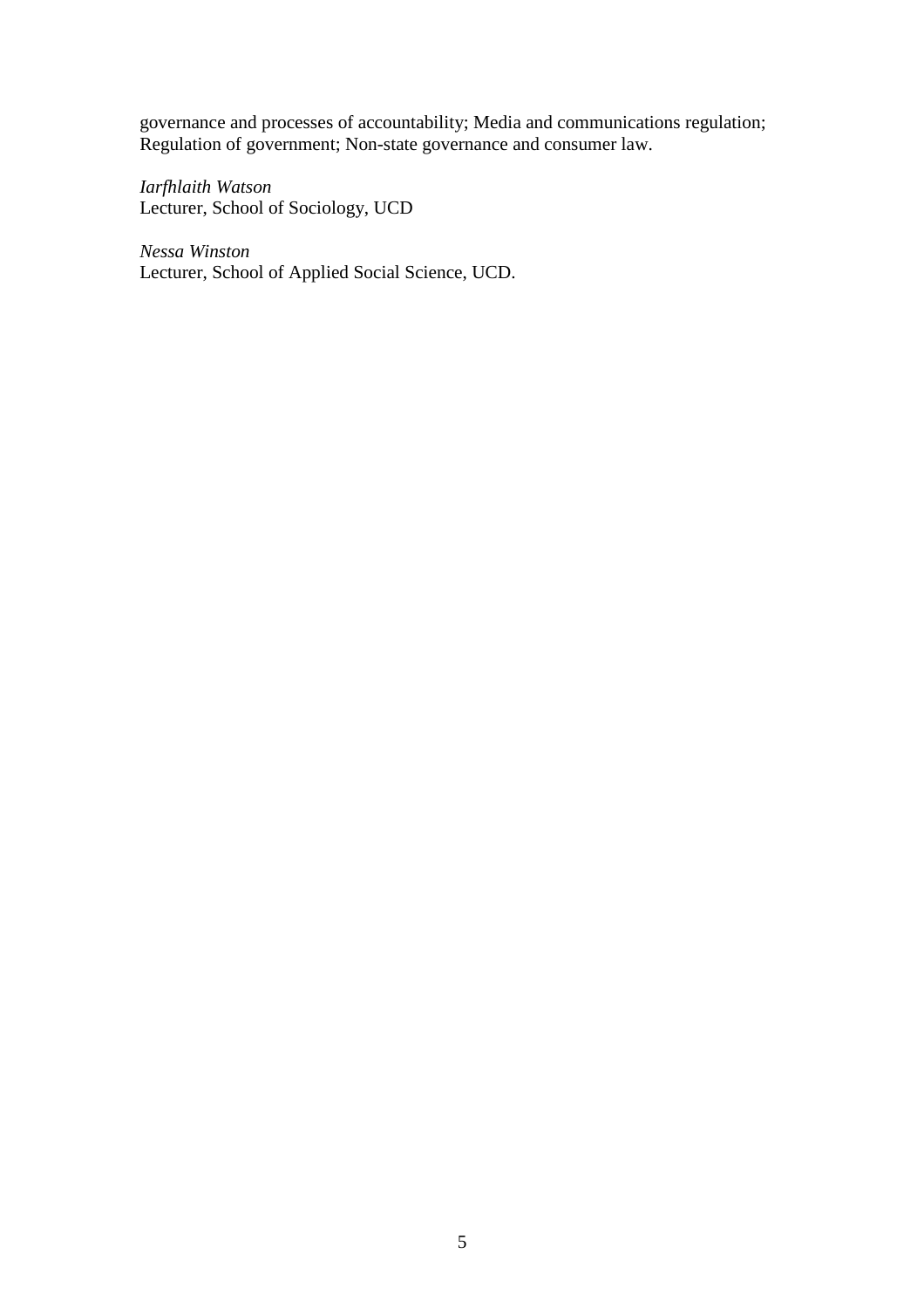governance and processes of accountability; Media and communications regulation; Regulation of government; Non-state governance and consumer law.

*Iarfhlaith Watson*
Lecturer, School of Sociology, UCD

*Nessa Winston*
Lecturer, School of Applied Social Science, UCD.